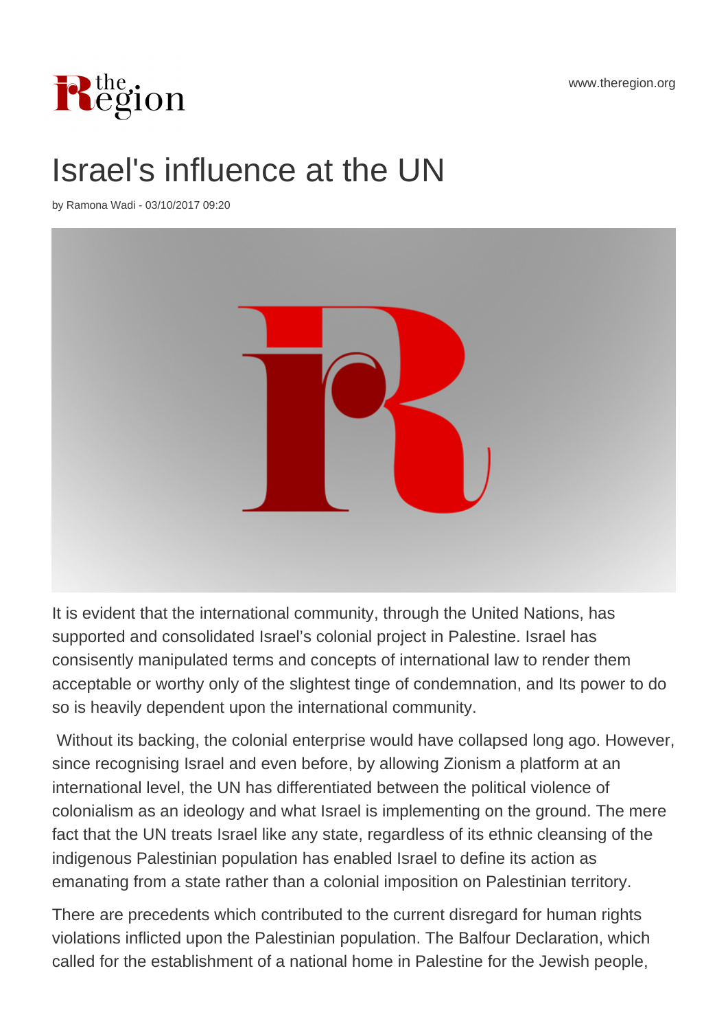# Israel's influence at the UN

by Ramona Wadi - 03/10/2017 09:20

It is evident that the international community, through the United Nations, has supported and consolidated Israel's colonial project in Palestine. Israel has consisently manipulated terms and concepts of international law to render them acceptable or worthy only of the slightest tinge of condemnation, and Its power to do so is heavily dependent upon the international community.

Without its backing, the colonial enterprise would have collapsed long ago. However, since recognising Israel and even before, by allowing Zionism a platform at an international level, the UN has differentiated between the political violence of colonialism as an ideology and what Israel is implementing on the ground. The mere fact that the UN treats Israel like any state, regardless of its ethnic cleansing of the indigenous Palestinian population has enabled Israel to define its action as emanating from a state rather than a colonial imposition on Palestinian territory.

There are precedents which contributed to the current disregard for human rights violations inflicted upon the Palestinian population. The Balfour Declaration, which called for the establishment of a national home in Palestine for the Jewish people,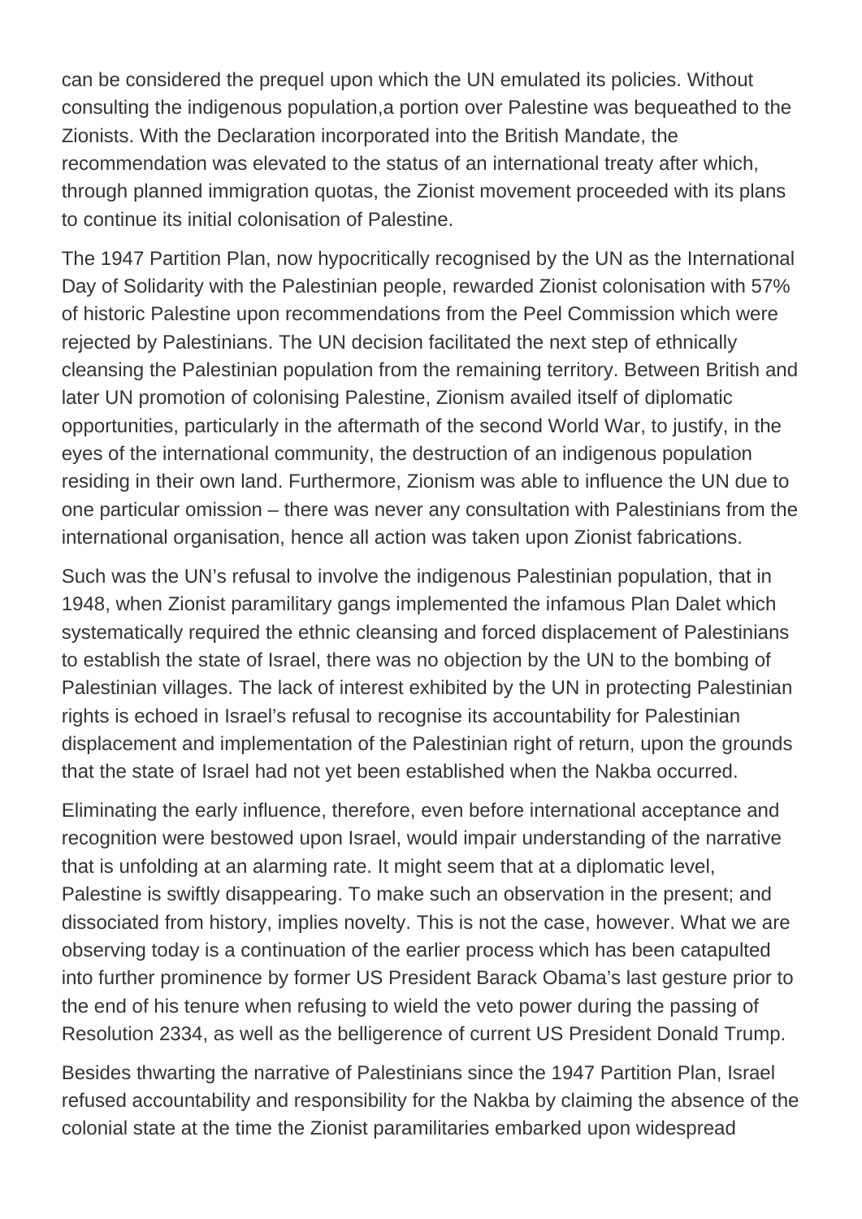can be considered the prequel upon which the UN emulated its policies. Without consulting the indigenous population,a portion over Palestine was bequeathed to the Zionists. With the Declaration incorporated into the British Mandate, the recommendation was elevated to the status of an international treaty after which, through planned immigration quotas, the Zionist movement proceeded with its plans to continue its initial colonisation of Palestine.

The 1947 Partition Plan, now hypocritically recognised by the UN as the International Day of Solidarity with the Palestinian people, rewarded Zionist colonisation with 57% of historic Palestine upon recommendations from the Peel Commission which were rejected by Palestinians. The UN decision facilitated the next step of ethnically cleansing the Palestinian population from the remaining territory. Between British and later UN promotion of colonising Palestine, Zionism availed itself of diplomatic opportunities, particularly in the aftermath of the second World War, to justify, in the eyes of the international community, the destruction of an indigenous population residing in their own land. Furthermore, Zionism was able to influence the UN due to one particular omission – there was never any consultation with Palestinians from the international organisation, hence all action was taken upon Zionist fabrications.

Such was the UN's refusal to involve the indigenous Palestinian population, that in 1948, when Zionist paramilitary gangs implemented the infamous Plan Dalet which systematically required the ethnic cleansing and forced displacement of Palestinians to establish the state of Israel, there was no objection by the UN to the bombing of Palestinian villages. The lack of interest exhibited by the UN in protecting Palestinian rights is echoed in Israel's refusal to recognise its accountability for Palestinian displacement and implementation of the Palestinian right of return, upon the grounds that the state of Israel had not yet been established when the Nakba occurred.

Eliminating the early influence, therefore, even before international acceptance and recognition were bestowed upon Israel, would impair understanding of the narrative that is unfolding at an alarming rate. It might seem that at a diplomatic level, Palestine is swiftly disappearing. To make such an observation in the present; and dissociated from history, implies novelty. This is not the case, however. What we are observing today is a continuation of the earlier process which has been catapulted into further prominence by former US President Barack Obama's last gesture prior to the end of his tenure when refusing to wield the veto power during the passing of Resolution 2334, as well as the belligerence of current US President Donald Trump.

Besides thwarting the narrative of Palestinians since the 1947 Partition Plan, Israel refused accountability and responsibility for the Nakba by claiming the absence of the colonial state at the time the Zionist paramilitaries embarked upon widespread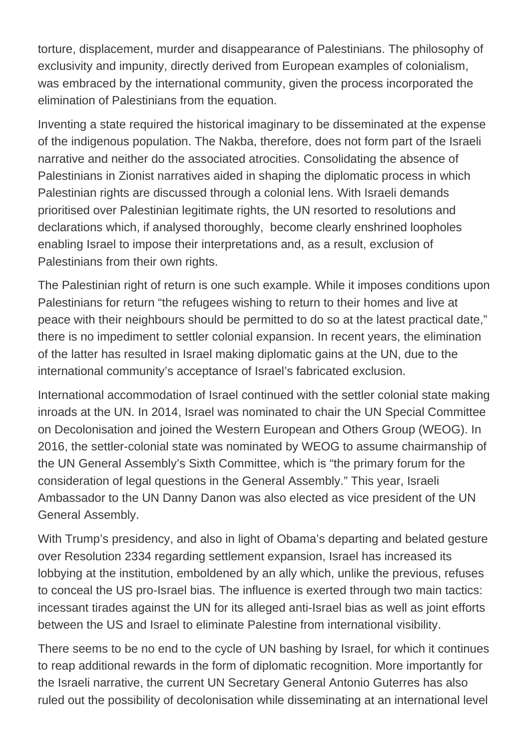torture, displacement, murder and disappearance of Palestinians. The philosophy of exclusivity and impunity, directly derived from European examples of colonialism, was embraced by the international community, given the process incorporated the elimination of Palestinians from the equation.

Inventing a state required the historical imaginary to be disseminated at the expense of the indigenous population. The Nakba, therefore, does not form part of the Israeli narrative and neither do the associated atrocities. Consolidating the absence of Palestinians in Zionist narratives aided in shaping the diplomatic process in which Palestinian rights are discussed through a colonial lens. With Israeli demands prioritised over Palestinian legitimate rights, the UN resorted to resolutions and declarations which, if analysed thoroughly, become clearly enshrined loopholes enabling Israel to impose their interpretations and, as a result, exclusion of Palestinians from their own rights.

The Palestinian right of return is one such example. While it imposes conditions upon Palestinians for return "the refugees wishing to return to their homes and live at peace with their neighbours should be permitted to do so at the latest practical date," there is no impediment to settler colonial expansion. In recent years, the elimination of the latter has resulted in Israel making diplomatic gains at the UN, due to the international community's acceptance of Israel's fabricated exclusion.

International accommodation of Israel continued with the settler colonial state making inroads at the UN. In 2014, Israel was nominated to chair the UN Special Committee on Decolonisation and joined the Western European and Others Group (WEOG). In 2016, the settler-colonial state was nominated by WEOG to assume chairmanship of the UN General Assembly's Sixth Committee, which is "the primary forum for the consideration of legal questions in the General Assembly." This year, Israeli Ambassador to the UN Danny Danon was also elected as vice president of the UN General Assembly.

With Trump's presidency, and also in light of Obama's departing and belated gesture over Resolution 2334 regarding settlement expansion, Israel has increased its lobbying at the institution, emboldened by an ally which, unlike the previous, refuses to conceal the US pro-Israel bias. The influence is exerted through two main tactics: incessant tirades against the UN for its alleged anti-Israel bias as well as joint efforts between the US and Israel to eliminate Palestine from international visibility.

There seems to be no end to the cycle of UN bashing by Israel, for which it continues to reap additional rewards in the form of diplomatic recognition. More importantly for the Israeli narrative, the current UN Secretary General Antonio Guterres has also ruled out the possibility of decolonisation while disseminating at an international level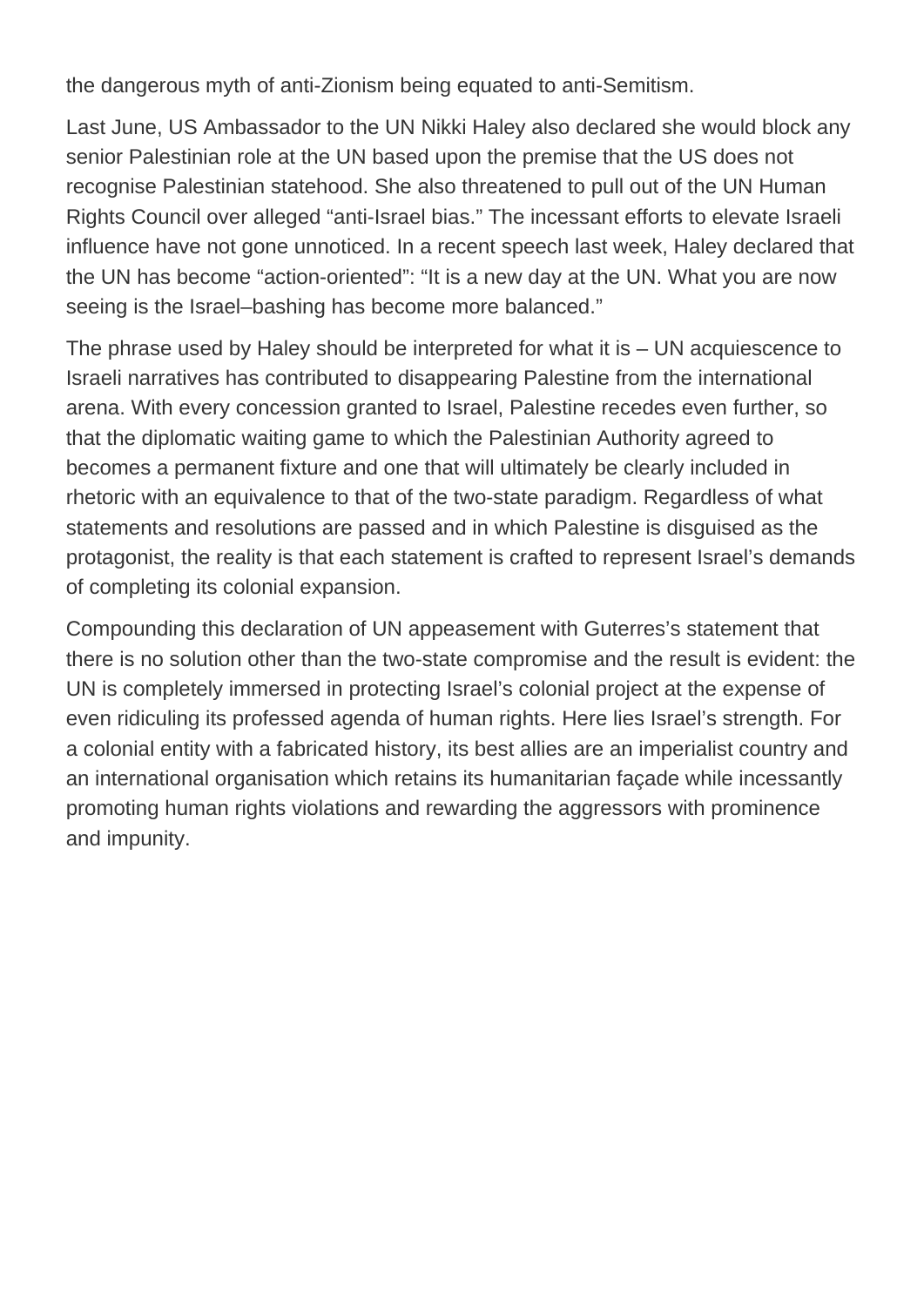the dangerous myth of anti-Zionism being equated to anti-Semitism.

Last June, US Ambassador to the UN Nikki Haley also declared she would block any senior Palestinian role at the UN based upon the premise that the US does not recognise Palestinian statehood. She also threatened to pull out of the UN Human Rights Council over alleged "anti-Israel bias." The incessant efforts to elevate Israeli influence have not gone unnoticed. In a recent speech last week, Haley declared that the UN has become "action-oriented": "It is a new day at the UN. What you are now seeing is the Israel–bashing has become more balanced."

The phrase used by Haley should be interpreted for what it is – UN acquiescence to Israeli narratives has contributed to disappearing Palestine from the international arena. With every concession granted to Israel, Palestine recedes even further, so that the diplomatic waiting game to which the Palestinian Authority agreed to becomes a permanent fixture and one that will ultimately be clearly included in rhetoric with an equivalence to that of the two-state paradigm. Regardless of what statements and resolutions are passed and in which Palestine is disguised as the protagonist, the reality is that each statement is crafted to represent Israel's demands of completing its colonial expansion.

Compounding this declaration of UN appeasement with Guterres's statement that there is no solution other than the two-state compromise and the result is evident: the UN is completely immersed in protecting Israel's colonial project at the expense of even ridiculing its professed agenda of human rights. Here lies Israel's strength. For a colonial entity with a fabricated history, its best allies are an imperialist country and an international organisation which retains its humanitarian façade while incessantly promoting human rights violations and rewarding the aggressors with prominence and impunity.